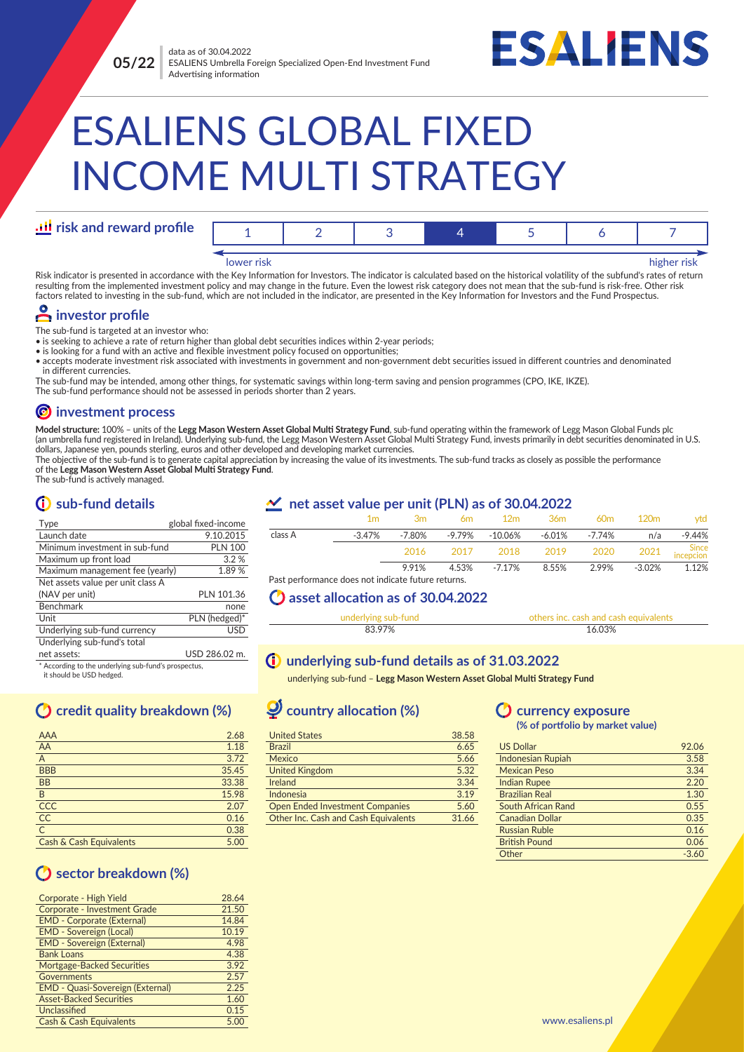05/22 data as of 30.04.2022
ESALIENS Umbrella Foreign Specialized Open-End Investment Fund
Advertising information

ESALIENS

# ESALIENS GLOBAL FIXED INCOME MULTI STRATEGY

## risk and reward profile

| 1 | 2 | 3 | 4 | 5 | 6 | 7 |
|---|---|---|---|---|---|---|

lower risk — higher risk

Risk indicator is presented in accordance with the Key Information for Investors. The indicator is calculated based on the historical volatility of the subfund's rates of return resulting from the implemented investment policy and may change in the future. Even the lowest risk category does not mean that the sub-fund is risk-free. Other risk factors related to investing in the sub-fund, which are not included in the indicator, are presented in the Key Information for Investors and the Fund Prospectus.

## investor profile

The sub-fund is targeted at an investor who:

- is seeking to achieve a rate of return higher than global debt securities indices within 2-year periods;
- is looking for a fund with an active and flexible investment policy focused on opportunities;
- accepts moderate investment risk associated with investments in government and non-government debt securities issued in different countries and denominated in different currencies.

The sub-fund may be intended, among other things, for systematic savings within long-term saving and pension programmes (CPO, IKE, IKZE).
The sub-fund performance should not be assessed in periods shorter than 2 years.

## investment process

**Model structure:** 100% – units of the **Legg Mason Western Asset Global Multi Strategy Fund**, sub-fund operating within the framework of Legg Mason Global Funds plc (an umbrella fund registered in Ireland). Underlying sub-fund, the Legg Mason Western Asset Global Multi Strategy Fund, invests primarily in debt securities denominated in U.S. dollars, Japanese yen, pounds sterling, euros and other developed and developing market currencies.
The objective of the sub-fund is to generate capital appreciation by increasing the value of its investments. The sub-fund tracks as closely as possible the performance of the **Legg Mason Western Asset Global Multi Strategy Fund**.
The sub-fund is actively managed.

## sub-fund details

| | |
|---|---|
| Type | global fixed-income |
| Launch date | 9.10.2015 |
| Minimum investment in sub-fund | PLN 100 |
| Maximum up front load | 3.2 % |
| Maximum management fee (yearly) | 1.89 % |
| Net assets value per unit class A (NAV per unit) | PLN 101.36 |
| Benchmark | none |
| Unit | PLN (hedged)* |
| Underlying sub-fund currency | USD |
| Underlying sub-fund's total net assets: | USD 286.02 m. |

\* According to the underlying sub-fund's prospectus, it should be USD hedged.

## net asset value per unit (PLN) as of 30.04.2022

| | 1m | 3m | 6m | 12m | 36m | 60m | 120m | ytd |
|---|---|---|---|---|---|---|---|---|
| class A | -3.47% | -7.80% | -9.79% | -10.06% | -6.01% | -7.74% | n/a | -9.44% |
| | | 2016 | 2017 | 2018 | 2019 | 2020 | 2021 | Since incepcion |
| | | 9.91% | 4.53% | -7.17% | 8.55% | 2.99% | -3.02% | 1.12% |

Past performance does not indicate future returns.

## asset allocation as of 30.04.2022

| underlying sub-fund | others inc. cash and cash equivalents |
|---|---|
| 83.97% | 16.03% |

## underlying sub-fund details as of 31.03.2022

underlying sub-fund – **Legg Mason Western Asset Global Multi Strategy Fund**

## credit quality breakdown (%)

| | |
|---|---|
| AAA | 2.68 |
| AA | 1.18 |
| A | 3.72 |
| BBB | 35.45 |
| BB | 33.38 |
| B | 15.98 |
| CCC | 2.07 |
| CC | 0.16 |
| C | 0.38 |
| Cash & Cash Equivalents | 5.00 |

## country allocation (%)

| | |
|---|---|
| United States | 38.58 |
| Brazil | 6.65 |
| Mexico | 5.66 |
| United Kingdom | 5.32 |
| Ireland | 3.34 |
| Indonesia | 3.19 |
| Open Ended Investment Companies | 5.60 |
| Other Inc. Cash and Cash Equivalents | 31.66 |

## currency exposure (% of portfolio by market value)

| | |
|---|---|
| US Dollar | 92.06 |
| Indonesian Rupiah | 3.58 |
| Mexican Peso | 3.34 |
| Indian Rupee | 2.20 |
| Brazilian Real | 1.30 |
| South African Rand | 0.55 |
| Canadian Dollar | 0.35 |
| Russian Ruble | 0.16 |
| British Pound | 0.06 |
| Other | -3.60 |

## sector breakdown (%)

| | |
|---|---|
| Corporate - High Yield | 28.64 |
| Corporate - Investment Grade | 21.50 |
| EMD - Corporate (External) | 14.84 |
| EMD - Sovereign (Local) | 10.19 |
| EMD - Sovereign (External) | 4.98 |
| Bank Loans | 4.38 |
| Mortgage-Backed Securities | 3.92 |
| Governments | 2.57 |
| EMD - Quasi-Sovereign (External) | 2.25 |
| Asset-Backed Securities | 1.60 |
| Unclassified | 0.15 |
| Cash & Cash Equivalents | 5.00 |

www.esaliens.pl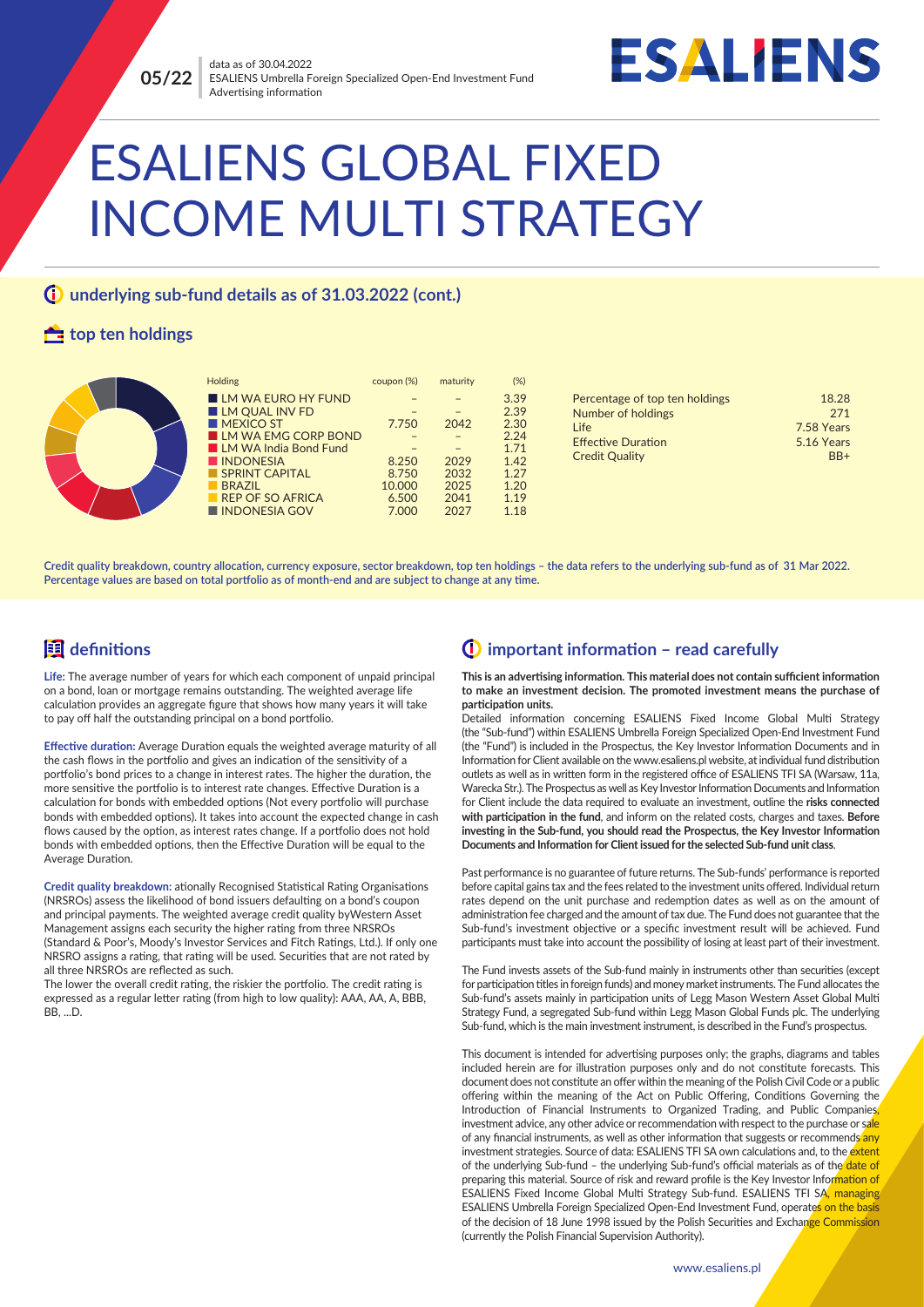# ESALIENS GLOBAL FIXED INCOME MULTI STRATEGY

## underlying sub-fund details as of 31.03.2022 (cont.)

### top ten holdings

| Holding | coupon (%) | maturity | (%) |
|---|---|---|---|
| LM WA EURO HY FUND | – | – | 3.39 |
| LM QUAL INV FD | – | – | 2.39 |
| MEXICO ST | 7.750 | 2042 | 2.30 |
| LM WA EMG CORP BOND | – | – | 2.24 |
| LM WA India Bond Fund | – | – | 1.71 |
| INDONESIA | 8.250 | 2029 | 1.42 |
| SPRINT CAPITAL | 8.750 | 2032 | 1.27 |
| BRAZIL | 10.000 | 2025 | 1.20 |
| REP OF SO AFRICA | 6.500 | 2041 | 1.19 |
| INDONESIA GOV | 7.000 | 2027 | 1.18 |

| | |
|---|---|
| Percentage of top ten holdings | 18.28 |
| Number of holdings | 271 |
| Life | 7.58 Years |
| Effective Duration | 5.16 Years |
| Credit Quality | BB+ |

**Credit quality breakdown, country allocation, currency exposure, sector breakdown, top ten holdings – the data refers to the underlying sub-fund as of 31 Mar 2022. Percentage values are based on total portfolio as of month-end and are subject to change at any time.**

## definitions

**Life:** The average number of years for which each component of unpaid principal on a bond, loan or mortgage remains outstanding. The weighted average life calculation provides an aggregate figure that shows how many years it will take to pay off half the outstanding principal on a bond portfolio.

**Effective duration:** Average Duration equals the weighted average maturity of all the cash flows in the portfolio and gives an indication of the sensitivity of a portfolio's bond prices to a change in interest rates. The higher the duration, the more sensitive the portfolio is to interest rate changes. Effective Duration is a calculation for bonds with embedded options (Not every portfolio will purchase bonds with embedded options). It takes into account the expected change in cash flows caused by the option, as interest rates change. If a portfolio does not hold bonds with embedded options, then the Effective Duration will be equal to the Average Duration.

**Credit quality breakdown:** ationally Recognised Statistical Rating Organisations (NRSROs) assess the likelihood of bond issuers defaulting on a bond's coupon and principal payments. The weighted average credit quality byWestern Asset Management assigns each security the higher rating from three NRSROs (Standard & Poor's, Moody's Investor Services and Fitch Ratings, Ltd.). If only one NRSRO assigns a rating, that rating will be used. Securities that are not rated by all three NRSROs are reflected as such.

The lower the overall credit rating, the riskier the portfolio. The credit rating is expressed as a regular letter rating (from high to low quality): AAA, AA, A, BBB, BB, ...D.

## important information – read carefully

**This is an advertising information. This material does not contain sufficient information to make an investment decision. The promoted investment means the purchase of participation units.**

Detailed information concerning ESALIENS Fixed Income Global Multi Strategy (the "Sub-fund") within ESALIENS Umbrella Foreign Specialized Open-End Investment Fund (the "Fund") is included in the Prospectus, the Key Investor Information Documents and in Information for Client available on the www.esaliens.pl website, at individual fund distribution outlets as well as in written form in the registered office of ESALIENS TFI SA (Warsaw, 11a, Warecka Str.). The Prospectus as well as Key Investor Information Documents and Information for Client include the data required to evaluate an investment, outline the **risks connected with participation in the fund**, and inform on the related costs, charges and taxes. **Before investing in the Sub-fund, you should read the Prospectus, the Key Investor Information Documents and Information for Client issued for the selected Sub-fund unit class**.

Past performance is no guarantee of future returns. The Sub-funds' performance is reported before capital gains tax and the fees related to the investment units offered. Individual return rates depend on the unit purchase and redemption dates as well as on the amount of administration fee charged and the amount of tax due. The Fund does not guarantee that the Sub-fund's investment objective or a specific investment result will be achieved. Fund participants must take into account the possibility of losing at least part of their investment.

The Fund invests assets of the Sub-fund mainly in instruments other than securities (except for participation titles in foreign funds) and money market instruments. The Fund allocates the Sub-fund's assets mainly in participation units of Legg Mason Western Asset Global Multi Strategy Fund, a segregated Sub-fund within Legg Mason Global Funds plc. The underlying Sub-fund, which is the main investment instrument, is described in the Fund's prospectus.

This document is intended for advertising purposes only; the graphs, diagrams and tables included herein are for illustration purposes only and do not constitute forecasts. This document does not constitute an offer within the meaning of the Polish Civil Code or a public offering within the meaning of the Act on Public Offering, Conditions Governing the Introduction of Financial Instruments to Organized Trading, and Public Companies, investment advice, any other advice or recommendation with respect to the purchase or sale of any financial instruments, as well as other information that suggests or recommends any investment strategies. Source of data: ESALIENS TFI SA own calculations and, to the extent of the underlying Sub-fund – the underlying Sub-fund's official materials as of the date of preparing this material. Source of risk and reward profile is the Key Investor Information of ESALIENS Fixed Income Global Multi Strategy Sub-fund. ESALIENS TFI SA, managing ESALIENS Umbrella Foreign Specialized Open-End Investment Fund, operates on the basis of the decision of 18 June 1998 issued by the Polish Securities and Exchange Commission (currently the Polish Financial Supervision Authority).

www.esaliens.pl